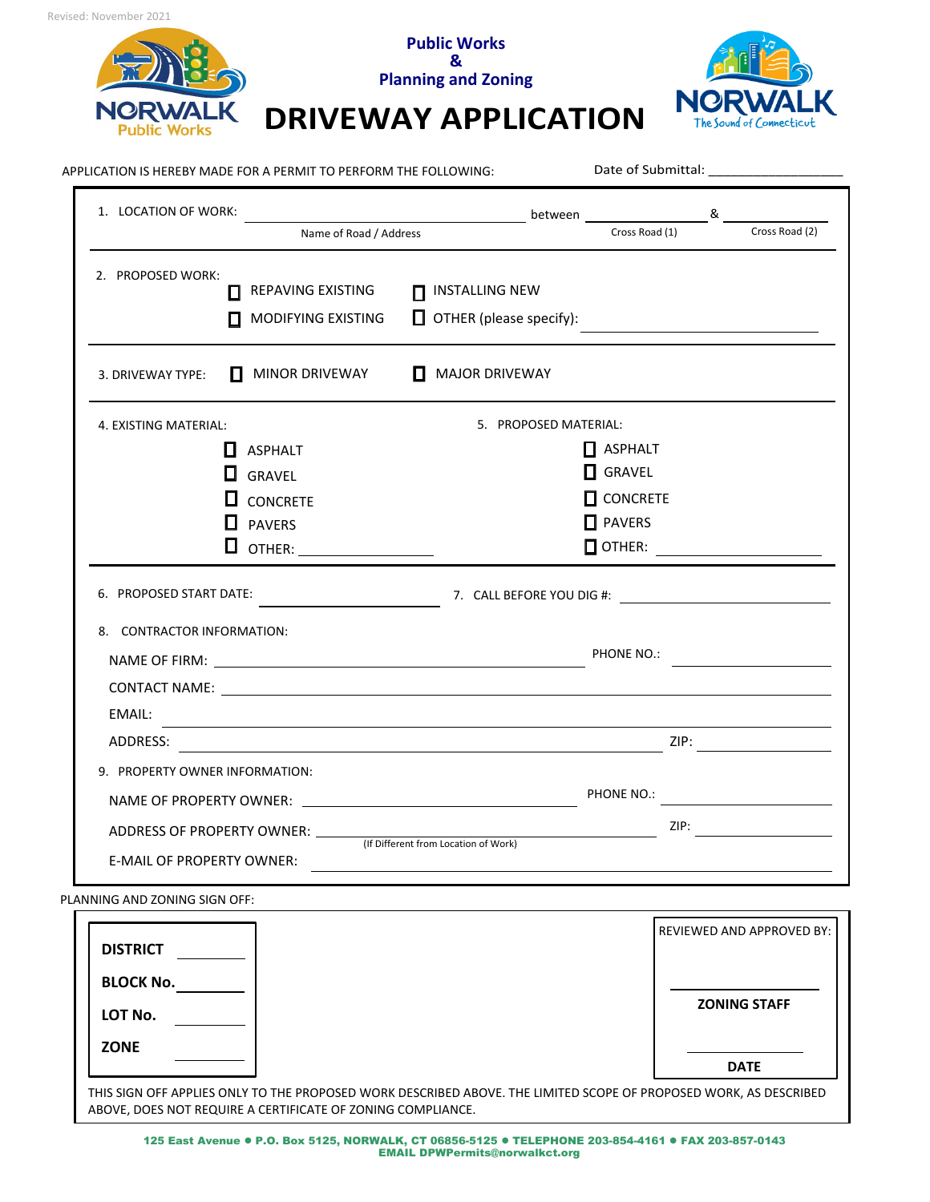Revised: November 2021

**Public Works & Planning and Zoning**

# DRIVEWAY APPLICATION

NORWALK Public Works

NORWALK The Sound of Connecticut

APPLICATION IS HEREBY MADE FOR A PERMIT TO PERFORM THE FOLLOWING:

Date of Submittal: __________________

1. LOCATION OF WORK: ______________________________ between ______________ & ______________
   Name of Road / Address — Cross Road (1) — Cross Road (2)

2. PROPOSED WORK:
   - ☐ REPAVING EXISTING
   - ☐ INSTALLING NEW
   - ☐ MODIFYING EXISTING
   - ☐ OTHER (please specify): ______________________

3. DRIVEWAY TYPE: ☐ MINOR DRIVEWAY ☐ MAJOR DRIVEWAY

4. EXISTING MATERIAL:
   - ☐ ASPHALT
   - ☐ GRAVEL
   - ☐ CONCRETE
   - ☐ PAVERS
   - ☐ OTHER: ______________

5. PROPOSED MATERIAL:
   - ☐ ASPHALT
   - ☐ GRAVEL
   - ☐ CONCRETE
   - ☐ PAVERS
   - ☐ OTHER: ______________

6. PROPOSED START DATE: ______________

7. CALL BEFORE YOU DIG #: ______________

8. CONTRACTOR INFORMATION:

   NAME OF FIRM: ______________________ PHONE NO.: ______________

   CONTACT NAME: ______________________

   EMAIL: ______________________

   ADDRESS: ______________________ ZIP: ______________

9. PROPERTY OWNER INFORMATION:

   NAME OF PROPERTY OWNER: ______________________ PHONE NO.: ______________

   ADDRESS OF PROPERTY OWNER: ______________________ ZIP: ______________
   (If Different from Location of Work)

   E-MAIL OF PROPERTY OWNER: ______________________

PLANNING AND ZONING SIGN OFF:

**DISTRICT** ________

**BLOCK No.** ________

**LOT No.** ________

**ZONE** ________

REVIEWED AND APPROVED BY:

______________________

**ZONING STAFF**

______________________

**DATE**

THIS SIGN OFF APPLIES ONLY TO THE PROPOSED WORK DESCRIBED ABOVE. THE LIMITED SCOPE OF PROPOSED WORK, AS DESCRIBED ABOVE, DOES NOT REQUIRE A CERTIFICATE OF ZONING COMPLIANCE.

125 East Avenue ● P.O. Box 5125, NORWALK, CT 06856-5125 ● TELEPHONE 203-854-4161 ● FAX 203-857-0143
EMAIL DPWPermits@norwalkct.org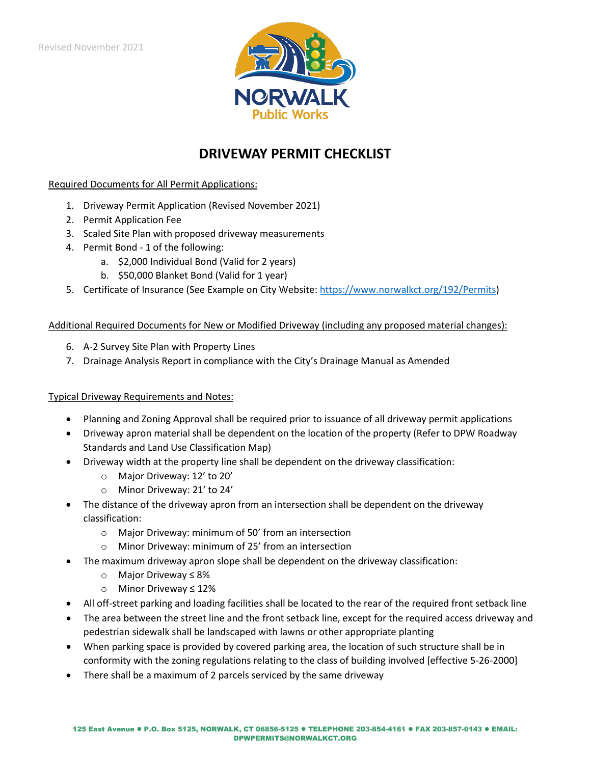Revised November 2021

NORWALK
Public Works

# DRIVEWAY PERMIT CHECKLIST

Required Documents for All Permit Applications:

1. Driveway Permit Application (Revised November 2021)
2. Permit Application Fee
3. Scaled Site Plan with proposed driveway measurements
4. Permit Bond - 1 of the following:
   a. $2,000 Individual Bond (Valid for 2 years)
   b. $50,000 Blanket Bond (Valid for 1 year)
5. Certificate of Insurance (See Example on City Website: https://www.norwalkct.org/192/Permits)

Additional Required Documents for New or Modified Driveway (including any proposed material changes):

6. A-2 Survey Site Plan with Property Lines
7. Drainage Analysis Report in compliance with the City's Drainage Manual as Amended

Typical Driveway Requirements and Notes:

- Planning and Zoning Approval shall be required prior to issuance of all driveway permit applications
- Driveway apron material shall be dependent on the location of the property (Refer to DPW Roadway Standards and Land Use Classification Map)
- Driveway width at the property line shall be dependent on the driveway classification:
  - Major Driveway: 12' to 20'
  - Minor Driveway: 21' to 24'
- The distance of the driveway apron from an intersection shall be dependent on the driveway classification:
  - Major Driveway: minimum of 50' from an intersection
  - Minor Driveway: minimum of 25' from an intersection
- The maximum driveway apron slope shall be dependent on the driveway classification:
  - Major Driveway ≤ 8%
  - Minor Driveway ≤ 12%
- All off-street parking and loading facilities shall be located to the rear of the required front setback line
- The area between the street line and the front setback line, except for the required access driveway and pedestrian sidewalk shall be landscaped with lawns or other appropriate planting
- When parking space is provided by covered parking area, the location of such structure shall be in conformity with the zoning regulations relating to the class of building involved [effective 5-26-2000]
- There shall be a maximum of 2 parcels serviced by the same driveway

125 East Avenue ● P.O. Box 5125, NORWALK, CT 06856-5125 ● TELEPHONE 203-854-4161 ● FAX 203-857-0143 ● EMAIL: DPWPERMITS@NORWALKCT.ORG